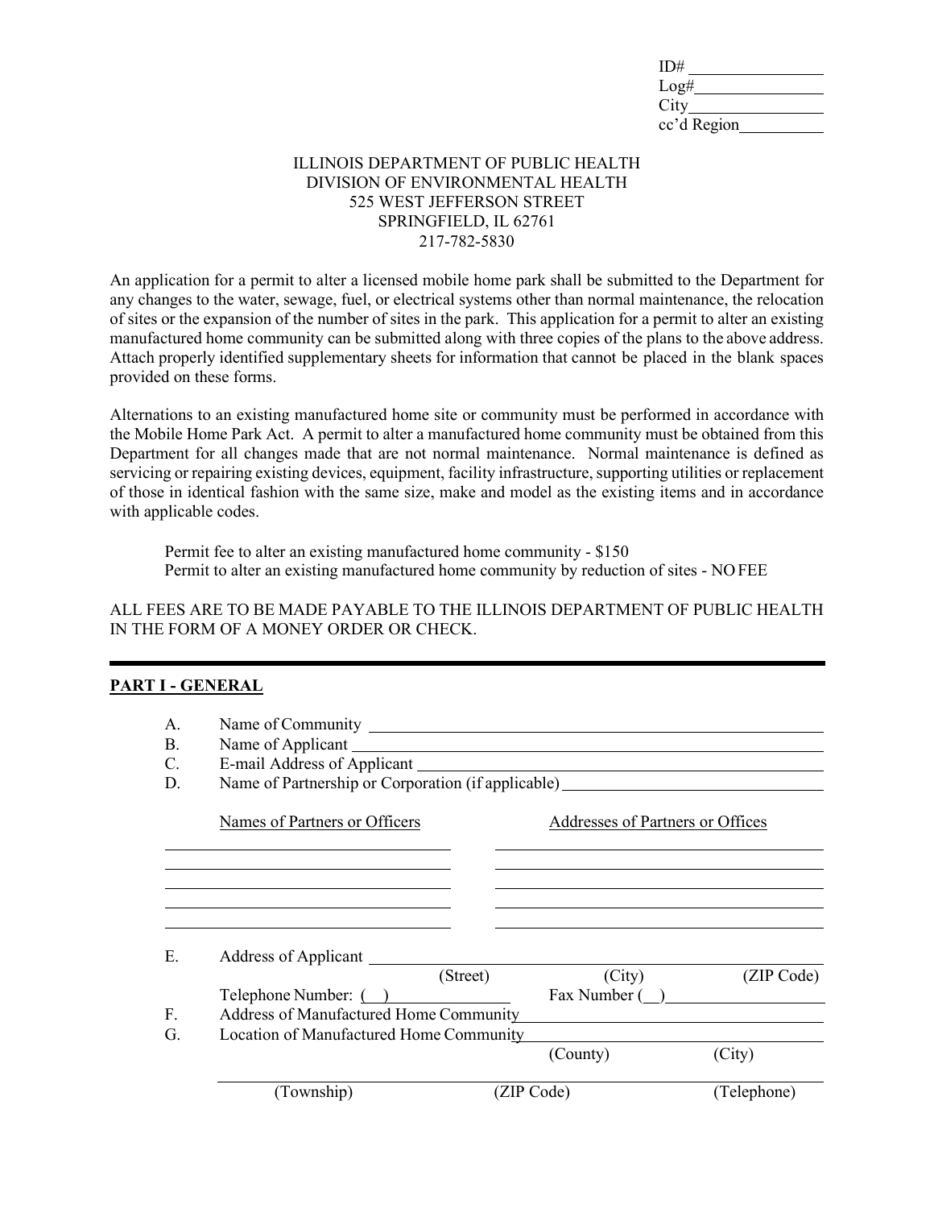ID# ________________
Log# ________________
City ________________
cc'd Region __________

ILLINOIS DEPARTMENT OF PUBLIC HEALTH
DIVISION OF ENVIRONMENTAL HEALTH
525 WEST JEFFERSON STREET
SPRINGFIELD, IL 62761
217-782-5830

An application for a permit to alter a licensed mobile home park shall be submitted to the Department for any changes to the water, sewage, fuel, or electrical systems other than normal maintenance, the relocation of sites or the expansion of the number of sites in the park. This application for a permit to alter an existing manufactured home community can be submitted along with three copies of the plans to the above address. Attach properly identified supplementary sheets for information that cannot be placed in the blank spaces provided on these forms.

Alternations to an existing manufactured home site or community must be performed in accordance with the Mobile Home Park Act. A permit to alter a manufactured home community must be obtained from this Department for all changes made that are not normal maintenance. Normal maintenance is defined as servicing or repairing existing devices, equipment, facility infrastructure, supporting utilities or replacement of those in identical fashion with the same size, make and model as the existing items and in accordance with applicable codes.

Permit fee to alter an existing manufactured home community - $150
Permit to alter an existing manufactured home community by reduction of sites - NO FEE

ALL FEES ARE TO BE MADE PAYABLE TO THE ILLINOIS DEPARTMENT OF PUBLIC HEALTH IN THE FORM OF A MONEY ORDER OR CHECK.

---

## PART I - GENERAL

A. Name of Community ______________________________
B. Name of Applicant ______________________________
C. E-mail Address of Applicant ______________________________
D. Name of Partnership or Corporation (if applicable) ______________________________

| Names of Partners or Officers | Addresses of Partners or Offices |
|---|---|
| | |
| | |
| | |
| | |
| | |

E. Address of Applicant ______________________________
(Street) (City) (ZIP Code)
Telephone Number: ( ) ______________ Fax Number ( ) ______________

F. Address of Manufactured Home Community ______________________________

G. Location of Manufactured Home Community ______________________________
(County) (City)

______________________________
(Township) (ZIP Code) (Telephone)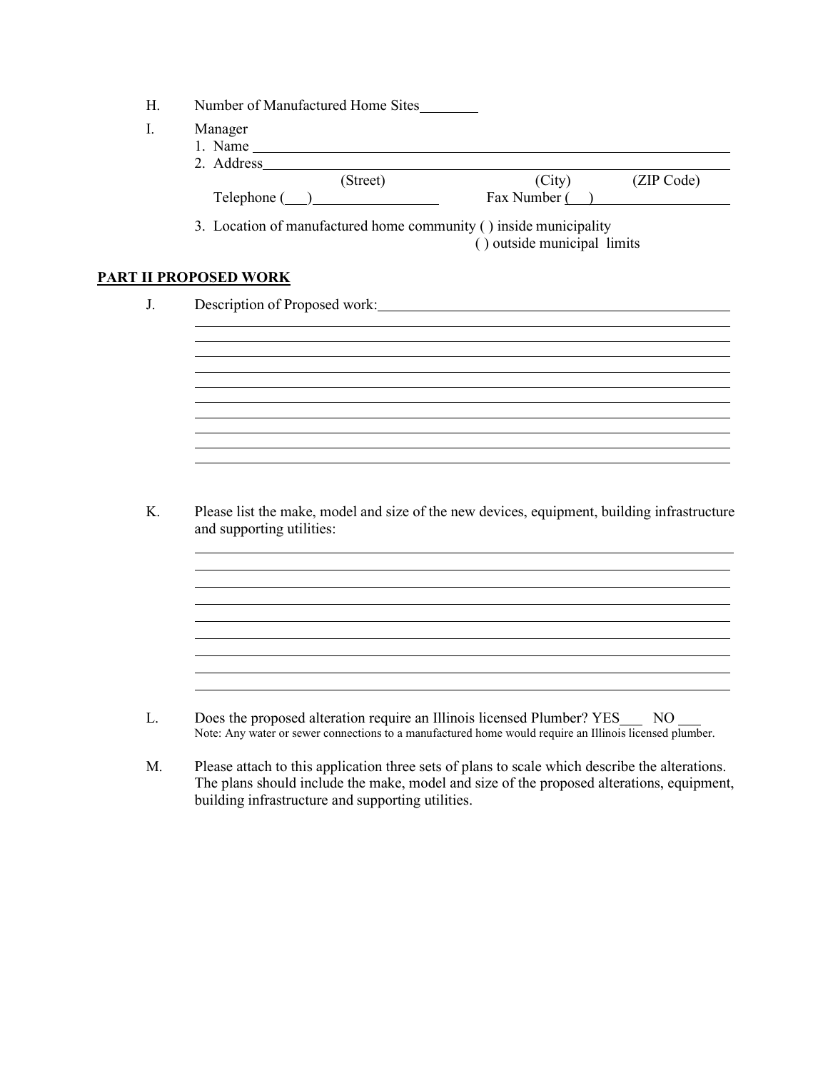H. Number of Manufactured Home Sites________

I. Manager

1. Name ______________________________________________________________

2. Address_____________________________________________________________

(Street) (City) (ZIP Code)

Telephone (___)_________________ Fax Number (___)_________________

3. Location of manufactured home community ( ) inside municipality

( ) outside municipal limits

**PART II PROPOSED WORK**

J. Description of Proposed work:_____________________________________________

_____________________________________________________________________

_____________________________________________________________________

_____________________________________________________________________

_____________________________________________________________________

_____________________________________________________________________

_____________________________________________________________________

_____________________________________________________________________

_____________________________________________________________________

_____________________________________________________________________

_____________________________________________________________________

K. Please list the make, model and size of the new devices, equipment, building infrastructure and supporting utilities:

_____________________________________________________________________

_____________________________________________________________________

_____________________________________________________________________

_____________________________________________________________________

_____________________________________________________________________

_____________________________________________________________________

_____________________________________________________________________

_____________________________________________________________________

_____________________________________________________________________

L. Does the proposed alteration require an Illinois licensed Plumber? YES___ NO ___

Note: Any water or sewer connections to a manufactured home would require an Illinois licensed plumber.

M. Please attach to this application three sets of plans to scale which describe the alterations. The plans should include the make, model and size of the proposed alterations, equipment, building infrastructure and supporting utilities.